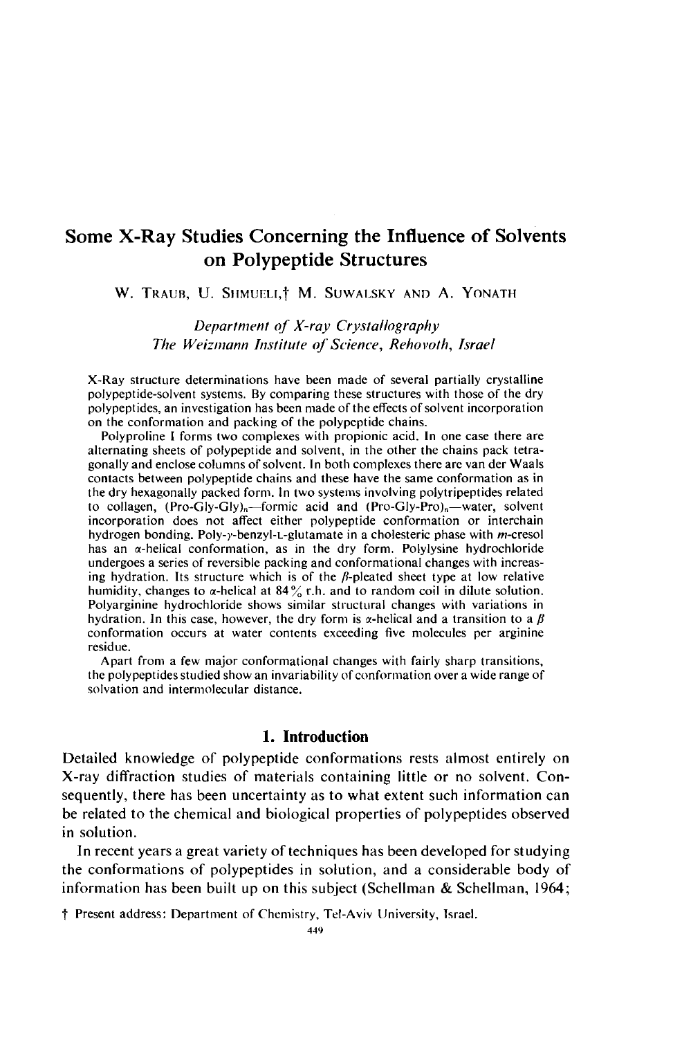# Some X-Ray Studies Concerning the Influence of Solvents on Polypeptide Structures

W. Traub, U. Shmueli,† M. Suwalsky and A. Yonath

*Department of X-ray Crystallography*
*The Weizmann Institute of Science, Rehovoth, Israel*

X-Ray structure determinations have been made of several partially crystalline polypeptide-solvent systems. By comparing these structures with those of the dry polypeptides, an investigation has been made of the effects of solvent incorporation on the conformation and packing of the polypeptide chains.

Polyproline I forms two complexes with propionic acid. In one case there are alternating sheets of polypeptide and solvent, in the other the chains pack tetragonally and enclose columns of solvent. In both complexes there are van der Waals contacts between polypeptide chains and these have the same conformation as in the dry hexagonally packed form. In two systems involving polytripeptides related to collagen, $(\text{Pro-Gly-Gly})_n$—formic acid and $(\text{Pro-Gly-Pro})_n$—water, solvent incorporation does not affect either polypeptide conformation or interchain hydrogen bonding. Poly-$\gamma$-benzyl-L-glutamate in a cholesteric phase with *m*-cresol has an $\alpha$-helical conformation, as in the dry form. Polylysine hydrochloride undergoes a series of reversible packing and conformational changes with increasing hydration. Its structure which is of the $\beta$-pleated sheet type at low relative humidity, changes to $\alpha$-helical at 84% r.h. and to random coil in dilute solution. Polyarginine hydrochloride shows similar structural changes with variations in hydration. In this case, however, the dry form is $\alpha$-helical and a transition to a $\beta$ conformation occurs at water contents exceeding five molecules per arginine residue.

Apart from a few major conformational changes with fairly sharp transitions, the polypeptides studied show an invariability of conformation over a wide range of solvation and intermolecular distance.

## 1. Introduction

Detailed knowledge of polypeptide conformations rests almost entirely on X-ray diffraction studies of materials containing little or no solvent. Consequently, there has been uncertainty as to what extent such information can be related to the chemical and biological properties of polypeptides observed in solution.

In recent years a great variety of techniques has been developed for studying the conformations of polypeptides in solution, and a considerable body of information has been built up on this subject (Schellman & Schellman, 1964;

† Present address: Department of Chemistry, Tel-Aviv University, Israel.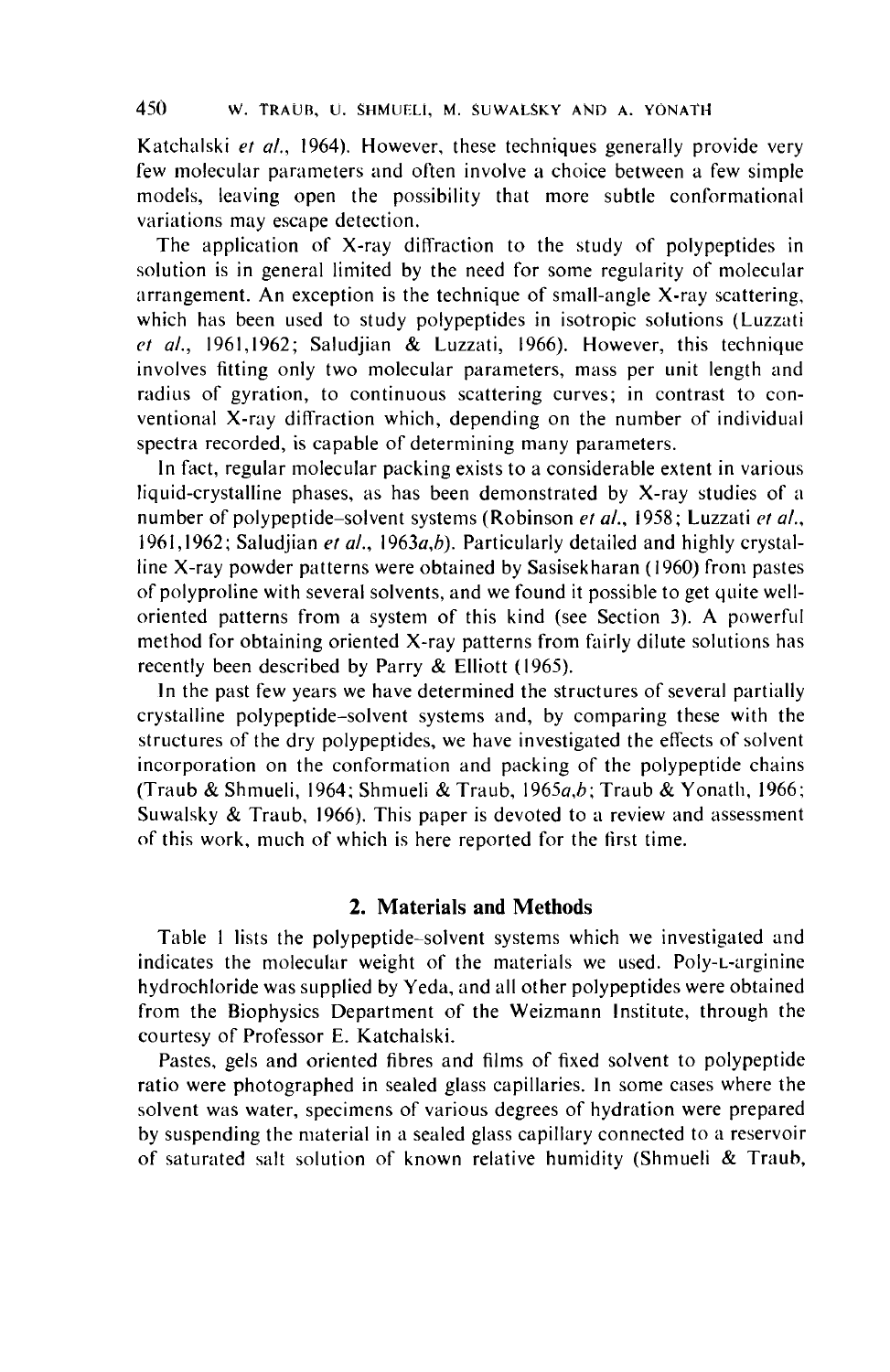Katchalski *et al.*, 1964). However, these techniques generally provide very few molecular parameters and often involve a choice between a few simple models, leaving open the possibility that more subtle conformational variations may escape detection.

The application of X-ray diffraction to the study of polypeptides in solution is in general limited by the need for some regularity of molecular arrangement. An exception is the technique of small-angle X-ray scattering, which has been used to study polypeptides in isotropic solutions (Luzzati *et al.*, 1961,1962; Saludjian & Luzzati, 1966). However, this technique involves fitting only two molecular parameters, mass per unit length and radius of gyration, to continuous scattering curves; in contrast to conventional X-ray diffraction which, depending on the number of individual spectra recorded, is capable of determining many parameters.

In fact, regular molecular packing exists to a considerable extent in various liquid-crystalline phases, as has been demonstrated by X-ray studies of a number of polypeptide–solvent systems (Robinson *et al.*, 1958; Luzzati *et al.*, 1961,1962; Saludjian *et al.*, 1963*a*,*b*). Particularly detailed and highly crystalline X-ray powder patterns were obtained by Sasisekharan (1960) from pastes of polyproline with several solvents, and we found it possible to get quite well-oriented patterns from a system of this kind (see Section 3). A powerful method for obtaining oriented X-ray patterns from fairly dilute solutions has recently been described by Parry & Elliott (1965).

In the past few years we have determined the structures of several partially crystalline polypeptide–solvent systems and, by comparing these with the structures of the dry polypeptides, we have investigated the effects of solvent incorporation on the conformation and packing of the polypeptide chains (Traub & Shmueli, 1964; Shmueli & Traub, 1965*a*,*b*; Traub & Yonath, 1966; Suwalsky & Traub, 1966). This paper is devoted to a review and assessment of this work, much of which is here reported for the first time.

## 2. Materials and Methods

Table 1 lists the polypeptide–solvent systems which we investigated and indicates the molecular weight of the materials we used. Poly-L-arginine hydrochloride was supplied by Yeda, and all other polypeptides were obtained from the Biophysics Department of the Weizmann Institute, through the courtesy of Professor E. Katchalski.

Pastes, gels and oriented fibres and films of fixed solvent to polypeptide ratio were photographed in sealed glass capillaries. In some cases where the solvent was water, specimens of various degrees of hydration were prepared by suspending the material in a sealed glass capillary connected to a reservoir of saturated salt solution of known relative humidity (Shmueli & Traub,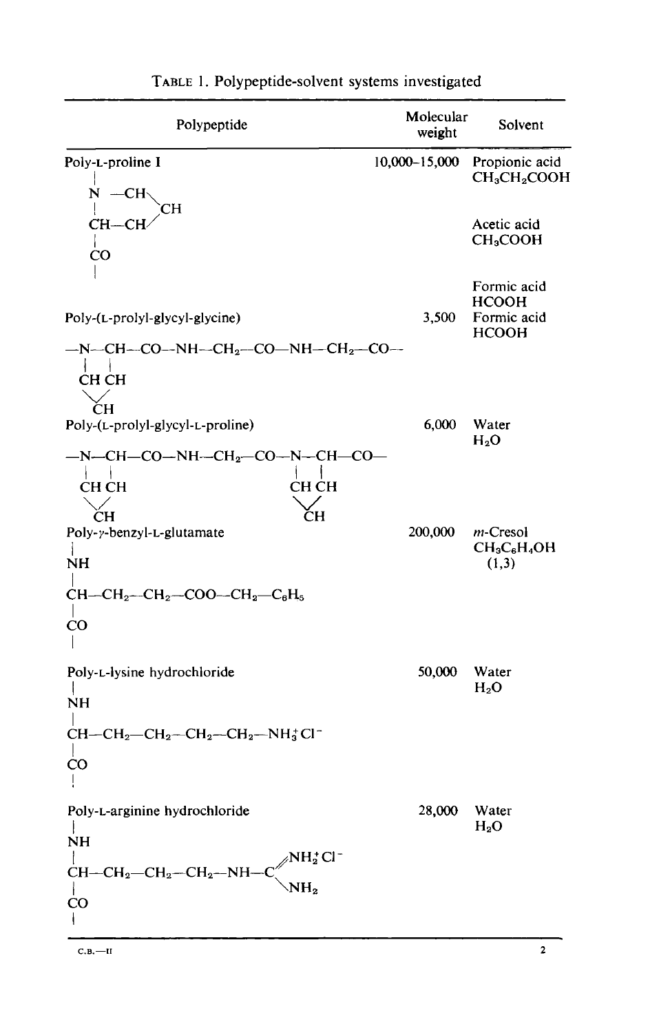TABLE 1. Polypeptide-solvent systems investigated

| Polypeptide | Molecular weight | Solvent |
|---|---|---|
| Poly-L-proline I | 10,000–15,000 | Propionic acid $CH_3CH_2COOH$ |
| | | Acetic acid $CH_3COOH$ |
| | | Formic acid $HCOOH$ |
| Poly-(L-prolyl-glycyl-glycine) | 3,500 | Formic acid $HCOOH$ |
| Poly-(L-prolyl-glycyl-L-proline) | 6,000 | Water $H_2O$ |
| Poly-γ-benzyl-L-glutamate | 200,000 | *m*-Cresol $CH_3C_6H_4OH$ (1,3) |
| Poly-L-lysine hydrochloride | 50,000 | Water $H_2O$ |
| Poly-L-arginine hydrochloride | 28,000 | Water $H_2O$ |

Structures:

Poly-L-proline I:
```
 |
 N —CH\
 |     CH
 CH—CH/
 |
 CO
 |
```

Poly-(L-prolyl-glycyl-glycine):
```
—N—CH—CO—NH—CH2—CO—NH—CH2—CO—
 |  |
 CH CH
  \/
  CH
```

Poly-(L-prolyl-glycyl-L-proline):
```
—N—CH—CO—NH—CH2—CO—N—CH—CO—
 |  |               |  |
 CH CH              CH CH
  \/                 \/
  CH                 CH
```

Poly-γ-benzyl-L-glutamate:
```
|
NH
|
CH—CH2—CH2—COO—CH2—C6H5
|
CO
|
```

Poly-L-lysine hydrochloride:
```
|
NH
|
CH—CH2—CH2—CH2—CH2—NH3+ Cl-
|
CO
|
```

Poly-L-arginine hydrochloride:
```
|
NH                      //NH2+ Cl-
|                      /
CH—CH2—CH2—CH2—NH—C
|                      \
CO                      NH2
|
```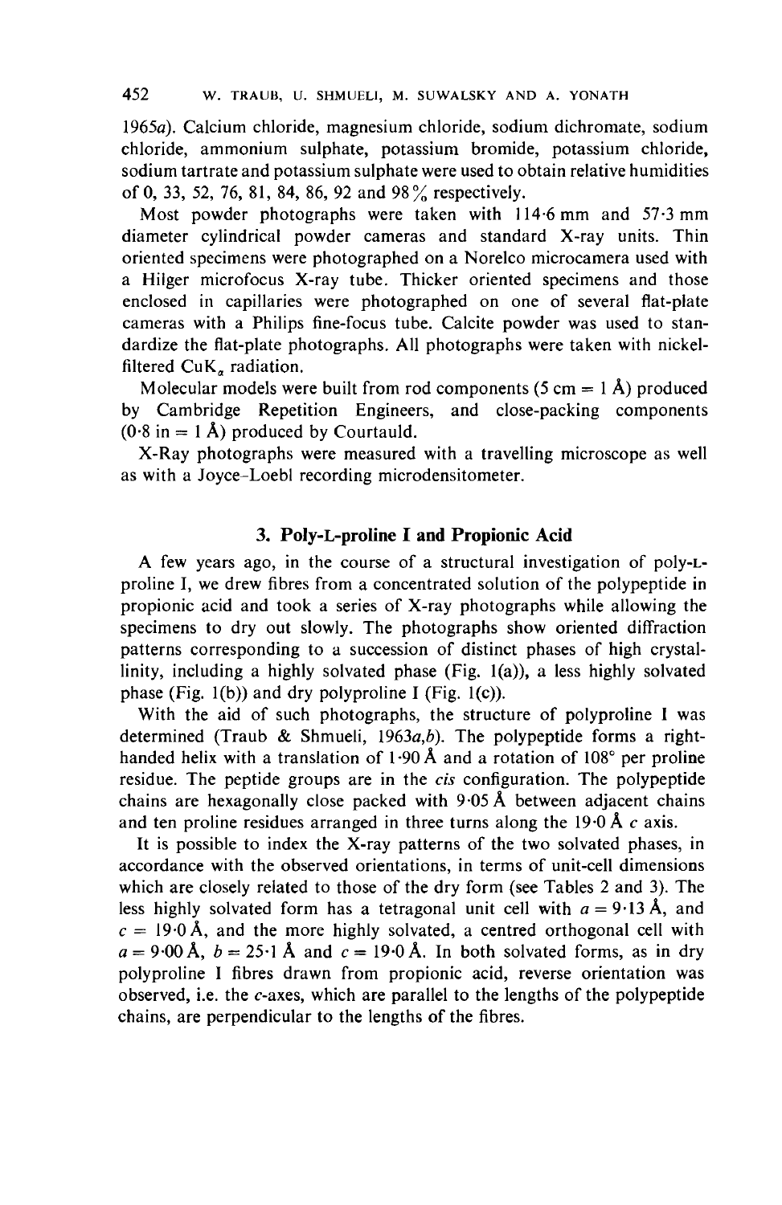1965*a*). Calcium chloride, magnesium chloride, sodium dichromate, sodium chloride, ammonium sulphate, potassium bromide, potassium chloride, sodium tartrate and potassium sulphate were used to obtain relative humidities of 0, 33, 52, 76, 81, 84, 86, 92 and 98% respectively.

Most powder photographs were taken with 114·6 mm and 57·3 mm diameter cylindrical powder cameras and standard X-ray units. Thin oriented specimens were photographed on a Norelco microcamera used with a Hilger microfocus X-ray tube. Thicker oriented specimens and those enclosed in capillaries were photographed on one of several flat-plate cameras with a Philips fine-focus tube. Calcite powder was used to standardize the flat-plate photographs. All photographs were taken with nickel-filtered $CuK_\alpha$ radiation.

Molecular models were built from rod components (5 cm = 1 Å) produced by Cambridge Repetition Engineers, and close-packing components (0·8 in = 1 Å) produced by Courtauld.

X-Ray photographs were measured with a travelling microscope as well as with a Joyce–Loebl recording microdensitometer.

## 3. Poly-L-proline I and Propionic Acid

A few years ago, in the course of a structural investigation of poly-L-proline I, we drew fibres from a concentrated solution of the polypeptide in propionic acid and took a series of X-ray photographs while allowing the specimens to dry out slowly. The photographs show oriented diffraction patterns corresponding to a succession of distinct phases of high crystallinity, including a highly solvated phase (Fig. 1(a)), a less highly solvated phase (Fig. 1(b)) and dry polyproline I (Fig. 1(c)).

With the aid of such photographs, the structure of polyproline I was determined (Traub & Shmueli, 1963*a*,*b*). The polypeptide forms a right-handed helix with a translation of 1·90 Å and a rotation of 108° per proline residue. The peptide groups are in the *cis* configuration. The polypeptide chains are hexagonally close packed with 9·05 Å between adjacent chains and ten proline residues arranged in three turns along the 19·0 Å *c* axis.

It is possible to index the X-ray patterns of the two solvated phases, in accordance with the observed orientations, in terms of unit-cell dimensions which are closely related to those of the dry form (see Tables 2 and 3). The less highly solvated form has a tetragonal unit cell with $a = 9{\cdot}13$ Å, and $c = 19{\cdot}0$ Å, and the more highly solvated, a centred orthogonal cell with $a = 9{\cdot}00$ Å, $b = 25{\cdot}1$ Å and $c = 19{\cdot}0$ Å. In both solvated forms, as in dry polyproline I fibres drawn from propionic acid, reverse orientation was observed, i.e. the *c*-axes, which are parallel to the lengths of the polypeptide chains, are perpendicular to the lengths of the fibres.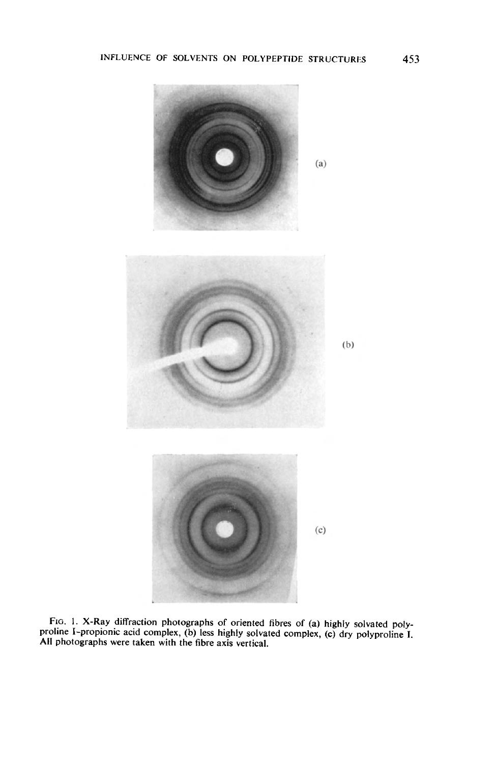(a)

(b)

(c)

FIG. 1. X-Ray diffraction photographs of oriented fibres of (a) highly solvated polyproline I-propionic acid complex, (b) less highly solvated complex, (c) dry polyproline I. All photographs were taken with the fibre axis vertical.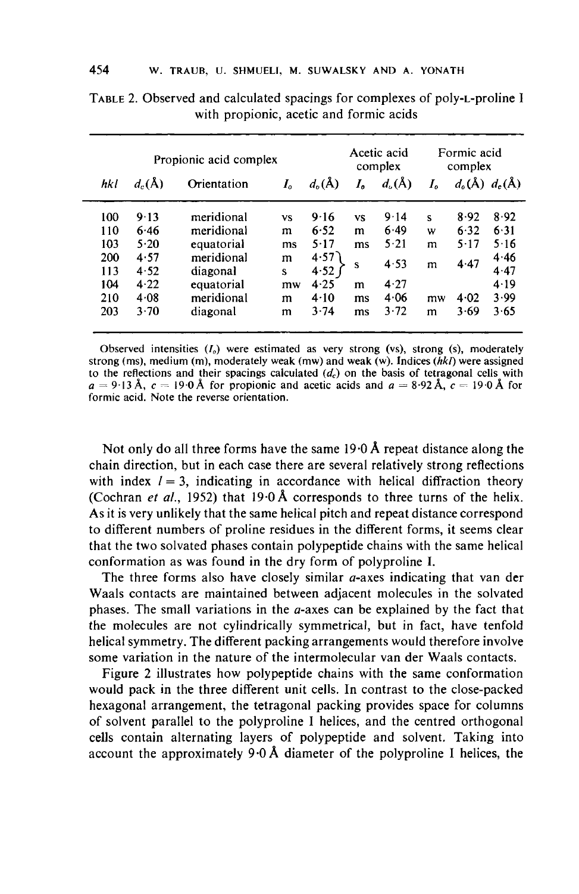TABLE 2. Observed and calculated spacings for complexes of poly-L-proline I with propionic, acetic and formic acids

| | Propionic acid complex | | | | Acetic acid complex | | Formic acid complex | | |
|---|---|---|---|---|---|---|---|---|---|
| *hkl* | $d_c$(Å) | Orientation | $I_o$ | $d_o$(Å) | $I_o$ | $d_o$(Å) | $I_o$ | $d_o$(Å) | $d_c$(Å) |
| 100 | 9·13 | meridional | vs | 9·16 | vs | 9·14 | s | 8·92 | 8·92 |
| 110 | 6·46 | meridional | m | 6·52 | m | 6·49 | w | 6·32 | 6·31 |
| 103 | 5·20 | equatorial | ms | 5·17 | ms | 5·21 | m | 5·17 | 5·16 |
| 200 | 4·57 | meridional | m | 4·57 | s | 4·53 | m | 4·47 | 4·46 |
| 113 | 4·52 | diagonal | s | 4·52 | | | | | 4·47 |
| 104 | 4·22 | equatorial | mw | 4·25 | m | 4·27 | | | 4·19 |
| 210 | 4·08 | meridional | m | 4·10 | ms | 4·06 | mw | 4·02 | 3·99 |
| 203 | 3·70 | diagonal | m | 3·74 | ms | 3·72 | m | 3·69 | 3·65 |

Observed intensities ($I_o$) were estimated as very strong (vs), strong (s), moderately strong (ms), medium (m), moderately weak (mw) and weak (w). Indices (*hkl*) were assigned to the reflections and their spacings calculated ($d_c$) on the basis of tetragonal cells with $a = 9·13$ Å, $c = 19·0$ Å for propionic and acetic acids and $a = 8·92$ Å, $c = 19·0$ Å for formic acid. Note the reverse orientation.

Not only do all three forms have the same 19·0 Å repeat distance along the chain direction, but in each case there are several relatively strong reflections with index $l = 3$, indicating in accordance with helical diffraction theory (Cochran *et al.*, 1952) that 19·0 Å corresponds to three turns of the helix. As it is very unlikely that the same helical pitch and repeat distance correspond to different numbers of proline residues in the different forms, it seems clear that the two solvated phases contain polypeptide chains with the same helical conformation as was found in the dry form of polyproline I.

The three forms also have closely similar *a*-axes indicating that van der Waals contacts are maintained between adjacent molecules in the solvated phases. The small variations in the *a*-axes can be explained by the fact that the molecules are not cylindrically symmetrical, but in fact, have tenfold helical symmetry. The different packing arrangements would therefore involve some variation in the nature of the intermolecular van der Waals contacts.

Figure 2 illustrates how polypeptide chains with the same conformation would pack in the three different unit cells. In contrast to the close-packed hexagonal arrangement, the tetragonal packing provides space for columns of solvent parallel to the polyproline I helices, and the centred orthogonal cells contain alternating layers of polypeptide and solvent. Taking into account the approximately 9·0 Å diameter of the polyproline I helices, the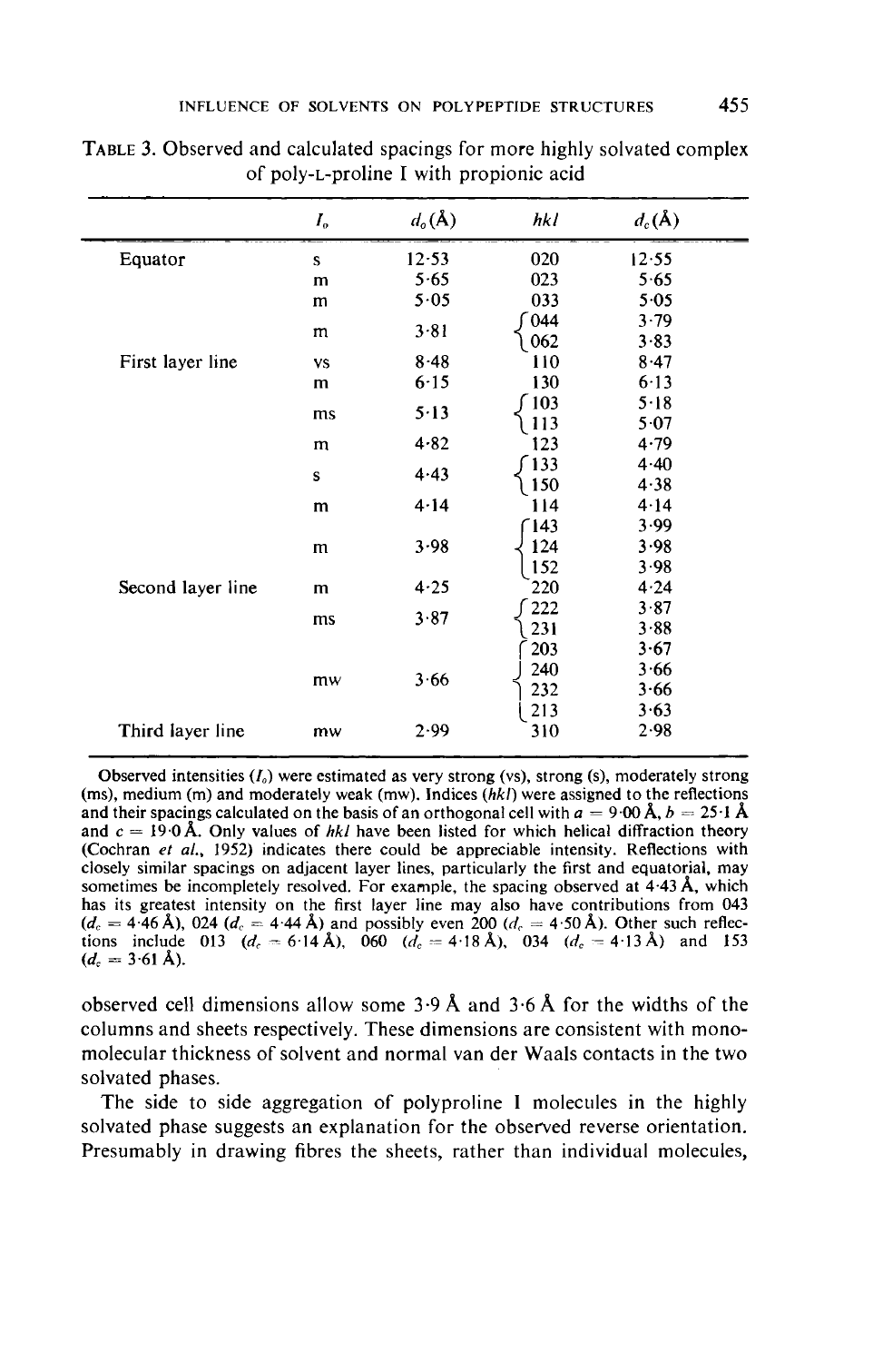TABLE 3. Observed and calculated spacings for more highly solvated complex of poly-L-proline I with propionic acid

| | $I_o$ | $d_o$(Å) | *hkl* | $d_c$(Å) |
|---|---|---|---|---|
| Equator | s | 12·53 | 020 | 12·55 |
| | m | 5·65 | 023 | 5·65 |
| | m | 5·05 | 033 | 5·05 |
| | m | 3·81 | 044 | 3·79 |
| | | | 062 | 3·83 |
| First layer line | vs | 8·48 | 110 | 8·47 |
| | m | 6·15 | 130 | 6·13 |
| | ms | 5·13 | 103 | 5·18 |
| | | | 113 | 5·07 |
| | m | 4·82 | 123 | 4·79 |
| | s | 4·43 | 133 | 4·40 |
| | | | 150 | 4·38 |
| | m | 4·14 | 114 | 4·14 |
| | m | 3·98 | 143 | 3·99 |
| | | | 124 | 3·98 |
| | | | 152 | 3·98 |
| Second layer line | m | 4·25 | 220 | 4·24 |
| | ms | 3·87 | 222 | 3·87 |
| | | | 231 | 3·88 |
| | mw | 3·66 | 203 | 3·67 |
| | | | 240 | 3·66 |
| | | | 232 | 3·66 |
| | | | 213 | 3·63 |
| Third layer line | mw | 2·99 | 310 | 2·98 |

Observed intensities ($I_o$) were estimated as very strong (vs), strong (s), moderately strong (ms), medium (m) and moderately weak (mw). Indices (*hkl*) were assigned to the reflections and their spacings calculated on the basis of an orthogonal cell with $a = 9{\cdot}00$ Å, $b = 25{\cdot}1$ Å and $c = 19{\cdot}0$ Å. Only values of *hkl* have been listed for which helical diffraction theory (Cochran *et al.*, 1952) indicates there could be appreciable intensity. Reflections with closely similar spacings on adjacent layer lines, particularly the first and equatorial, may sometimes be incompletely resolved. For example, the spacing observed at 4·43 Å, which has its greatest intensity on the first layer line may also have contributions from 043 ($d_c = 4{\cdot}46$ Å), 024 ($d_c = 4{\cdot}44$ Å) and possibly even 200 ($d_c = 4{\cdot}50$ Å). Other such reflections include 013 ($d_c = 6{\cdot}14$ Å), 060 ($d_c = 4{\cdot}18$ Å), 034 ($d_c = 4{\cdot}13$ Å) and 153 ($d_c = 3{\cdot}61$ Å).

observed cell dimensions allow some 3·9 Å and 3·6 Å for the widths of the columns and sheets respectively. These dimensions are consistent with monomolecular thickness of solvent and normal van der Waals contacts in the two solvated phases.

The side to side aggregation of polyproline I molecules in the highly solvated phase suggests an explanation for the observed reverse orientation. Presumably in drawing fibres the sheets, rather than individual molecules,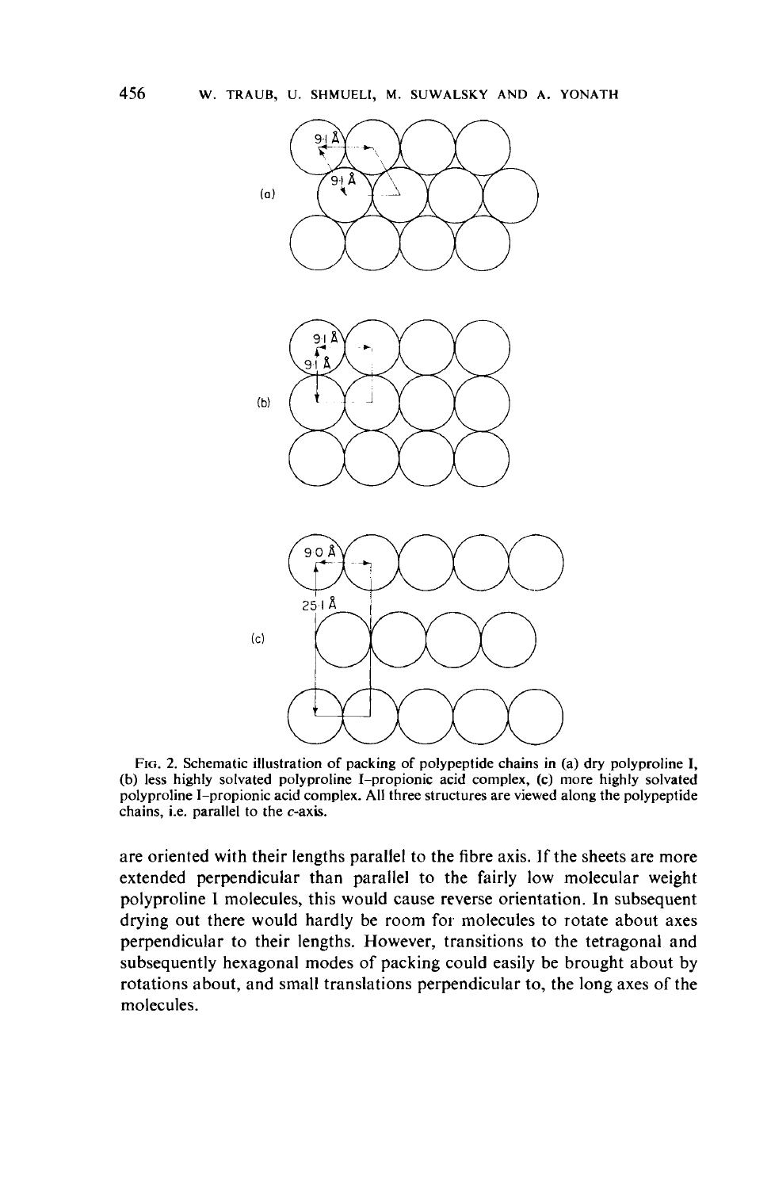FIG. 2. Schematic illustration of packing of polypeptide chains in (a) dry polyproline I, (b) less highly solvated polyproline I–propionic acid complex, (c) more highly solvated polyproline I–propionic acid complex. All three structures are viewed along the polypeptide chains, i.e. parallel to the $c$-axis.

are oriented with their lengths parallel to the fibre axis. If the sheets are more extended perpendicular than parallel to the fairly low molecular weight polyproline I molecules, this would cause reverse orientation. In subsequent drying out there would hardly be room for molecules to rotate about axes perpendicular to their lengths. However, transitions to the tetragonal and subsequently hexagonal modes of packing could easily be brought about by rotations about, and small translations perpendicular to, the long axes of the molecules.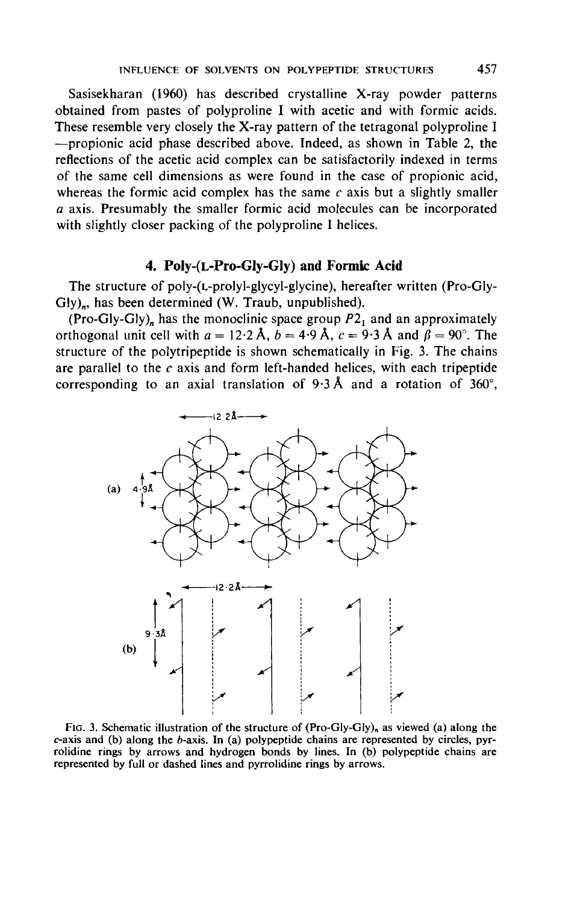Sasisekharan (1960) has described crystalline X-ray powder patterns obtained from pastes of polyproline I with acetic and with formic acids. These resemble very closely the X-ray pattern of the tetragonal polyproline I —propionic acid phase described above. Indeed, as shown in Table 2, the reflections of the acetic acid complex can be satisfactorily indexed in terms of the same cell dimensions as were found in the case of propionic acid, whereas the formic acid complex has the same $c$ axis but a slightly smaller $a$ axis. Presumably the smaller formic acid molecules can be incorporated with slightly closer packing of the polyproline I helices.

## 4. Poly-(L-Pro-Gly-Gly) and Formic Acid

The structure of poly-(L-prolyl-glycyl-glycine), hereafter written (Pro-Gly-Gly)$_n$, has been determined (W. Traub, unpublished).

(Pro-Gly-Gly)$_n$ has the monoclinic space group $P2_1$ and an approximately orthogonal unit cell with $a = 12{\cdot}2$ Å, $b = 4{\cdot}9$ Å, $c = 9{\cdot}3$ Å and $\beta = 90°$. The structure of the polytripeptide is shown schematically in Fig. 3. The chains are parallel to the $c$ axis and form left-handed helices, with each tripeptide corresponding to an axial translation of $9{\cdot}3$ Å and a rotation of 360°,

FIG. 3. Schematic illustration of the structure of (Pro-Gly-Gly)$_n$ as viewed (a) along the $c$-axis and (b) along the $b$-axis. In (a) polypeptide chains are represented by circles, pyrrolidine rings by arrows and hydrogen bonds by lines. In (b) polypeptide chains are represented by full or dashed lines and pyrrolidine rings by arrows.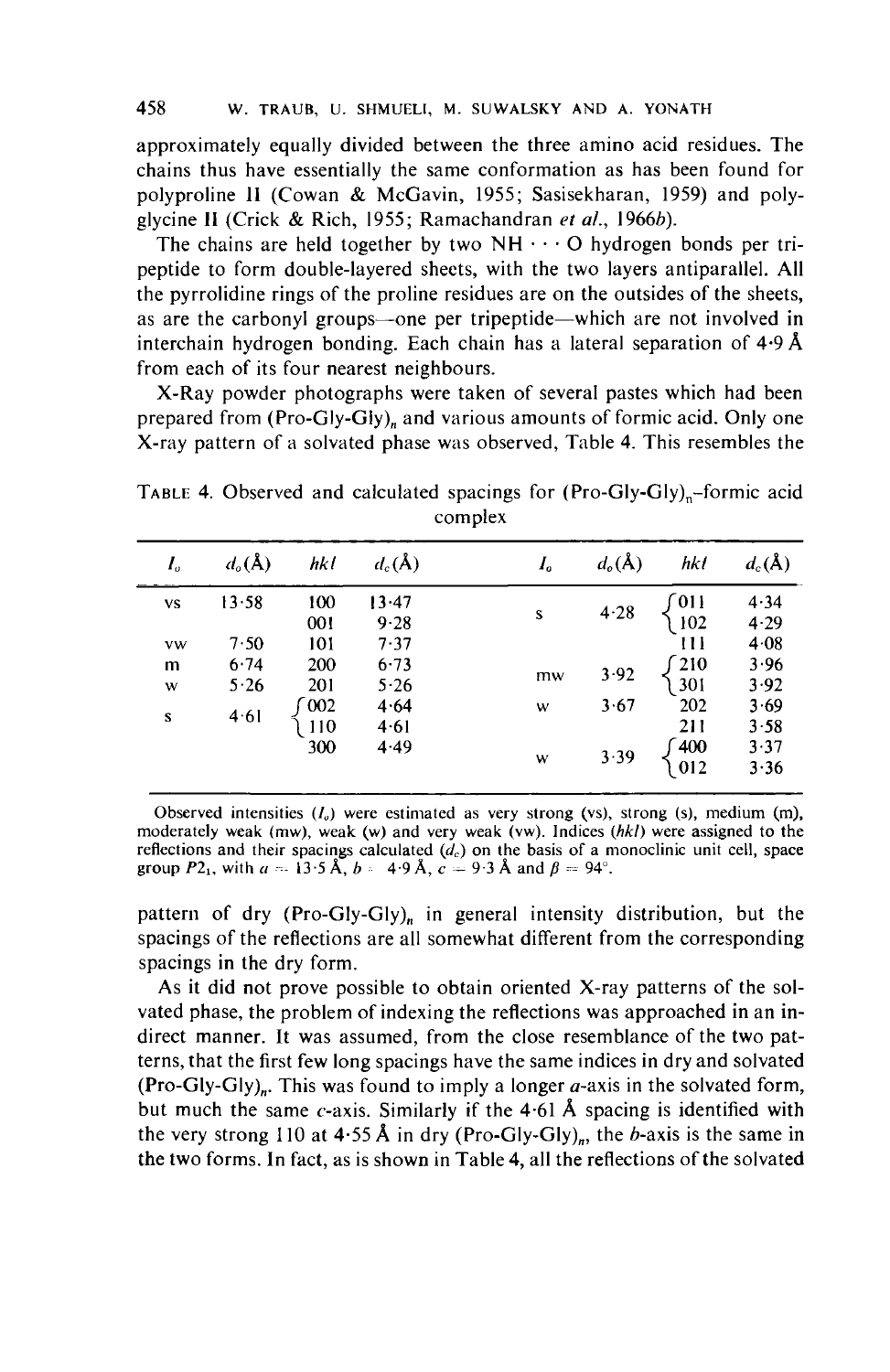approximately equally divided between the three amino acid residues. The chains thus have essentially the same conformation as has been found for polyproline II (Cowan & McGavin, 1955; Sasisekharan, 1959) and polyglycine II (Crick & Rich, 1955; Ramachandran *et al.*, 1966*b*).

The chains are held together by two NH · · · O hydrogen bonds per tripeptide to form double-layered sheets, with the two layers antiparallel. All the pyrrolidine rings of the proline residues are on the outsides of the sheets, as are the carbonyl groups—one per tripeptide—which are not involved in interchain hydrogen bonding. Each chain has a lateral separation of 4·9 Å from each of its four nearest neighbours.

X-Ray powder photographs were taken of several pastes which had been prepared from (Pro-Gly-Gly)$_n$ and various amounts of formic acid. Only one X-ray pattern of a solvated phase was observed, Table 4. This resembles the pattern of dry (Pro-Gly-Gly)$_n$ in general intensity distribution, but the spacings of the reflections are all somewhat different from the corresponding spacings in the dry form.

TABLE 4. Observed and calculated spacings for (Pro-Gly-Gly)$_n$–formic acid complex

| $I_o$ | $d_o$(Å) | *hkl* | $d_c$(Å) | $I_o$ | $d_o$(Å) | *hkl* | $d_c$(Å) |
|---|---|---|---|---|---|---|---|
| vs | 13·58 | 100 | 13·47 | s | 4·28 | 011 | 4·34 |
| | | 001 | 9·28 | | | 102 | 4·29 |
| vw | 7·50 | 101 | 7·37 | | | 111 | 4·08 |
| m | 6·74 | 200 | 6·73 | mw | 3·92 | 210 | 3·96 |
| w | 5·26 | 201 | 5·26 | | | 301 | 3·92 |
| s | 4·61 | 002 | 4·64 | w | 3·67 | 202 | 3·69 |
| | | 110 | 4·61 | | | 211 | 3·58 |
| | | 300 | 4·49 | w | 3·39 | 400 | 3·37 |
| | | | | | | 012 | 3·36 |

Observed intensities ($I_o$) were estimated as very strong (vs), strong (s), medium (m), moderately weak (mw), weak (w) and very weak (vw). Indices (*hkl*) were assigned to the reflections and their spacings calculated ($d_c$) on the basis of a monoclinic unit cell, space group $P2_1$, with $a = 13{\cdot}5$ Å, $b = 4{\cdot}9$ Å, $c = 9{\cdot}3$ Å and $\beta = 94°$.

As it did not prove possible to obtain oriented X-ray patterns of the solvated phase, the problem of indexing the reflections was approached in an indirect manner. It was assumed, from the close resemblance of the two patterns, that the first few long spacings have the same indices in dry and solvated (Pro-Gly-Gly)$_n$. This was found to imply a longer *a*-axis in the solvated form, but much the same *c*-axis. Similarly if the 4·61 Å spacing is identified with the very strong 110 at 4·55 Å in dry (Pro-Gly-Gly)$_n$, the *b*-axis is the same in the two forms. In fact, as is shown in Table 4, all the reflections of the solvated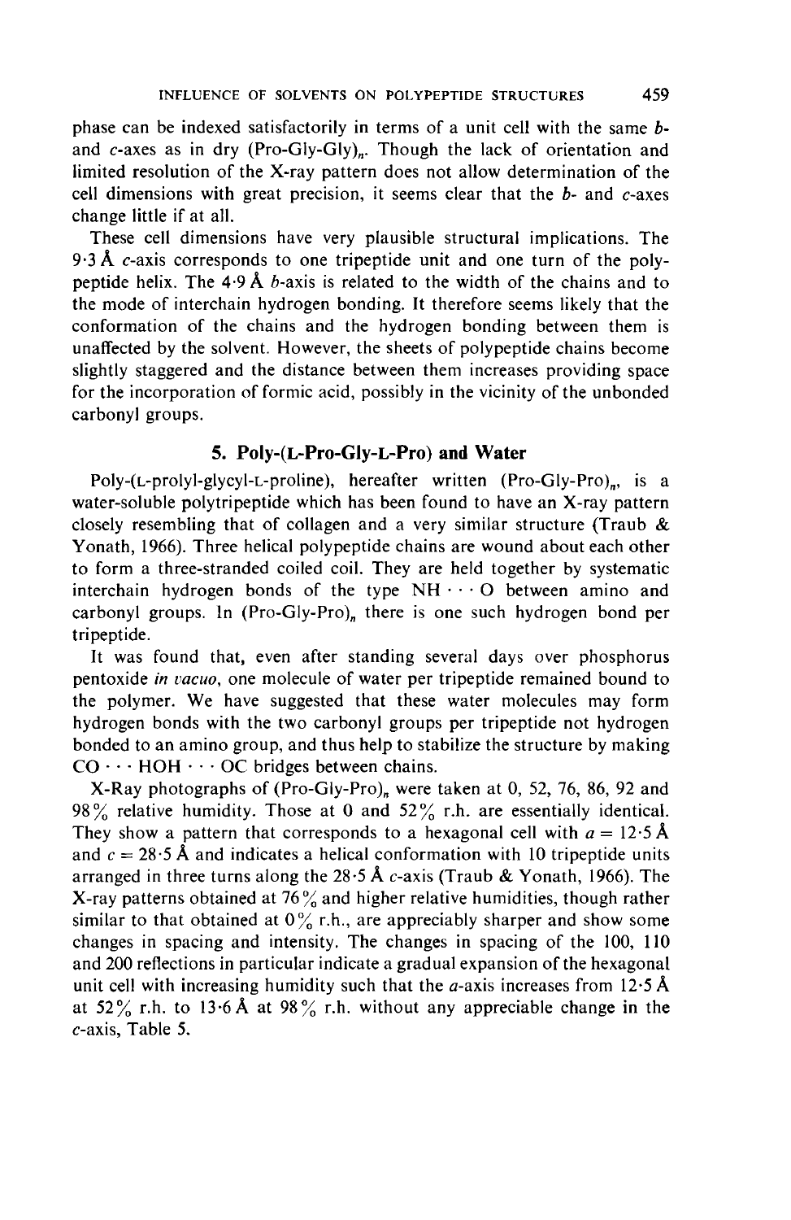phase can be indexed satisfactorily in terms of a unit cell with the same *b*- and *c*-axes as in dry (Pro-Gly-Gly)$_n$. Though the lack of orientation and limited resolution of the X-ray pattern does not allow determination of the cell dimensions with great precision, it seems clear that the *b*- and *c*-axes change little if at all.

These cell dimensions have very plausible structural implications. The 9·3 Å *c*-axis corresponds to one tripeptide unit and one turn of the polypeptide helix. The 4·9 Å *b*-axis is related to the width of the chains and to the mode of interchain hydrogen bonding. It therefore seems likely that the conformation of the chains and the hydrogen bonding between them is unaffected by the solvent. However, the sheets of polypeptide chains become slightly staggered and the distance between them increases providing space for the incorporation of formic acid, possibly in the vicinity of the unbonded carbonyl groups.

## 5. Poly-(L-Pro-Gly-L-Pro) and Water

Poly-(L-prolyl-glycyl-L-proline), hereafter written (Pro-Gly-Pro)$_n$, is a water-soluble polytripeptide which has been found to have an X-ray pattern closely resembling that of collagen and a very similar structure (Traub & Yonath, 1966). Three helical polypeptide chains are wound about each other to form a three-stranded coiled coil. They are held together by systematic interchain hydrogen bonds of the type NH · · · O between amino and carbonyl groups. In (Pro-Gly-Pro)$_n$ there is one such hydrogen bond per tripeptide.

It was found that, even after standing several days over phosphorus pentoxide *in vacuo*, one molecule of water per tripeptide remained bound to the polymer. We have suggested that these water molecules may form hydrogen bonds with the two carbonyl groups per tripeptide not hydrogen bonded to an amino group, and thus help to stabilize the structure by making CO · · · HOH · · · OC bridges between chains.

X-Ray photographs of (Pro-Gly-Pro)$_n$ were taken at 0, 52, 76, 86, 92 and 98% relative humidity. Those at 0 and 52% r.h. are essentially identical. They show a pattern that corresponds to a hexagonal cell with $a = 12·5$ Å and $c = 28·5$ Å and indicates a helical conformation with 10 tripeptide units arranged in three turns along the 28·5 Å *c*-axis (Traub & Yonath, 1966). The X-ray patterns obtained at 76% and higher relative humidities, though rather similar to that obtained at 0% r.h., are appreciably sharper and show some changes in spacing and intensity. The changes in spacing of the 100, 110 and 200 reflections in particular indicate a gradual expansion of the hexagonal unit cell with increasing humidity such that the *a*-axis increases from 12·5 Å at 52% r.h. to 13·6 Å at 98% r.h. without any appreciable change in the *c*-axis, Table 5.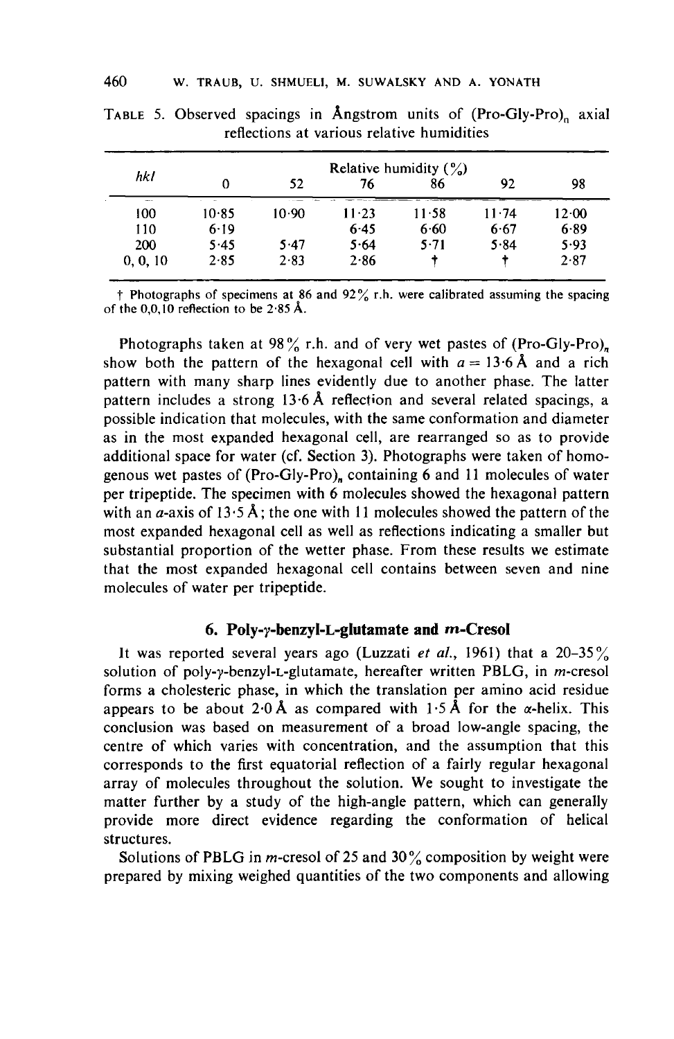TABLE 5. Observed spacings in Ångstrom units of $(\text{Pro-Gly-Pro})_n$ axial reflections at various relative humidities

| *hkl* | Relative humidity (%) | | | | | |
|---|---|---|---|---|---|---|
| | 0 | 52 | 76 | 86 | 92 | 98 |
| 100 | 10·85 | 10·90 | 11·23 | 11·58 | 11·74 | 12·00 |
| 110 | 6·19 | | 6·45 | 6·60 | 6·67 | 6·89 |
| 200 | 5·45 | 5·47 | 5·64 | 5·71 | 5·84 | 5·93 |
| 0, 0, 10 | 2·85 | 2·83 | 2·86 | † | † | 2·87 |

† Photographs of specimens at 86 and 92% r.h. were calibrated assuming the spacing of the 0,0,10 reflection to be 2·85 Å.

Photographs taken at 98% r.h. and of very wet pastes of $(\text{Pro-Gly-Pro})_n$ show both the pattern of the hexagonal cell with $a = 13{\cdot}6$ Å and a rich pattern with many sharp lines evidently due to another phase. The latter pattern includes a strong 13·6 Å reflection and several related spacings, a possible indication that molecules, with the same conformation and diameter as in the most expanded hexagonal cell, are rearranged so as to provide additional space for water (cf. Section 3). Photographs were taken of homogenous wet pastes of $(\text{Pro-Gly-Pro})_n$ containing 6 and 11 molecules of water per tripeptide. The specimen with 6 molecules showed the hexagonal pattern with an $a$-axis of 13·5 Å; the one with 11 molecules showed the pattern of the most expanded hexagonal cell as well as reflections indicating a smaller but substantial proportion of the wetter phase. From these results we estimate that the most expanded hexagonal cell contains between seven and nine molecules of water per tripeptide.

## 6. Poly-γ-benzyl-L-glutamate and *m*-Cresol

It was reported several years ago (Luzzati *et al.*, 1961) that a 20–35% solution of poly-γ-benzyl-L-glutamate, hereafter written PBLG, in *m*-cresol forms a cholesteric phase, in which the translation per amino acid residue appears to be about 2·0 Å as compared with 1·5 Å for the α-helix. This conclusion was based on measurement of a broad low-angle spacing, the centre of which varies with concentration, and the assumption that this corresponds to the first equatorial reflection of a fairly regular hexagonal array of molecules throughout the solution. We sought to investigate the matter further by a study of the high-angle pattern, which can generally provide more direct evidence regarding the conformation of helical structures.

Solutions of PBLG in *m*-cresol of 25 and 30% composition by weight were prepared by mixing weighed quantities of the two components and allowing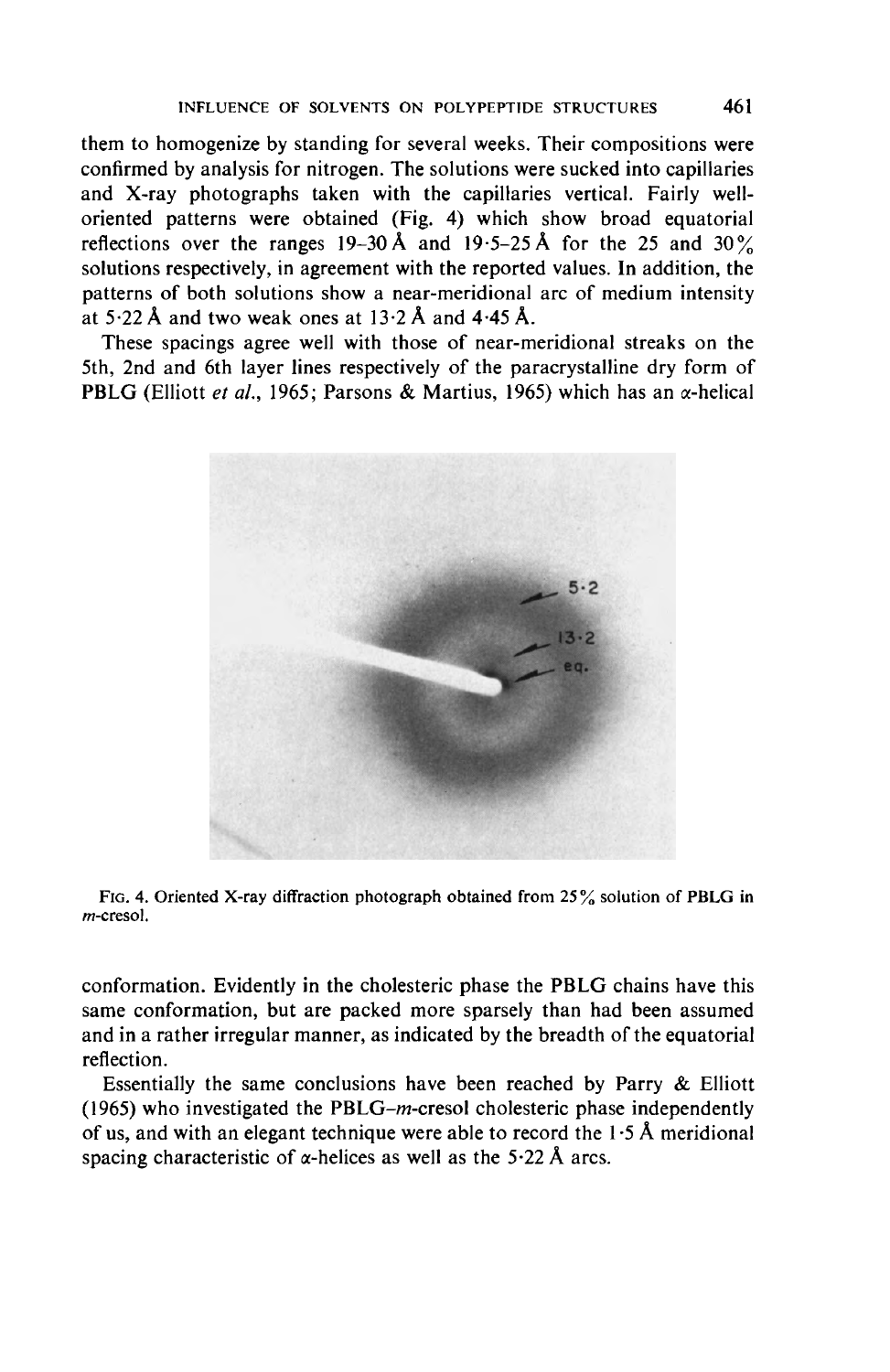them to homogenize by standing for several weeks. Their compositions were confirmed by analysis for nitrogen. The solutions were sucked into capillaries and X-ray photographs taken with the capillaries vertical. Fairly well-oriented patterns were obtained (Fig. 4) which show broad equatorial reflections over the ranges 19–30 Å and 19·5–25 Å for the 25 and 30% solutions respectively, in agreement with the reported values. In addition, the patterns of both solutions show a near-meridional arc of medium intensity at 5·22 Å and two weak ones at 13·2 Å and 4·45 Å.

These spacings agree well with those of near-meridional streaks on the 5th, 2nd and 6th layer lines respectively of the paracrystalline dry form of PBLG (Elliott *et al.*, 1965; Parsons & Martius, 1965) which has an α-helical conformation. Evidently in the cholesteric phase the PBLG chains have this same conformation, but are packed more sparsely than had been assumed and in a rather irregular manner, as indicated by the breadth of the equatorial reflection.

FIG. 4. Oriented X-ray diffraction photograph obtained from 25% solution of PBLG in *m*-cresol.

Essentially the same conclusions have been reached by Parry & Elliott (1965) who investigated the PBLG–*m*-cresol cholesteric phase independently of us, and with an elegant technique were able to record the 1·5 Å meridional spacing characteristic of α-helices as well as the 5·22 Å arcs.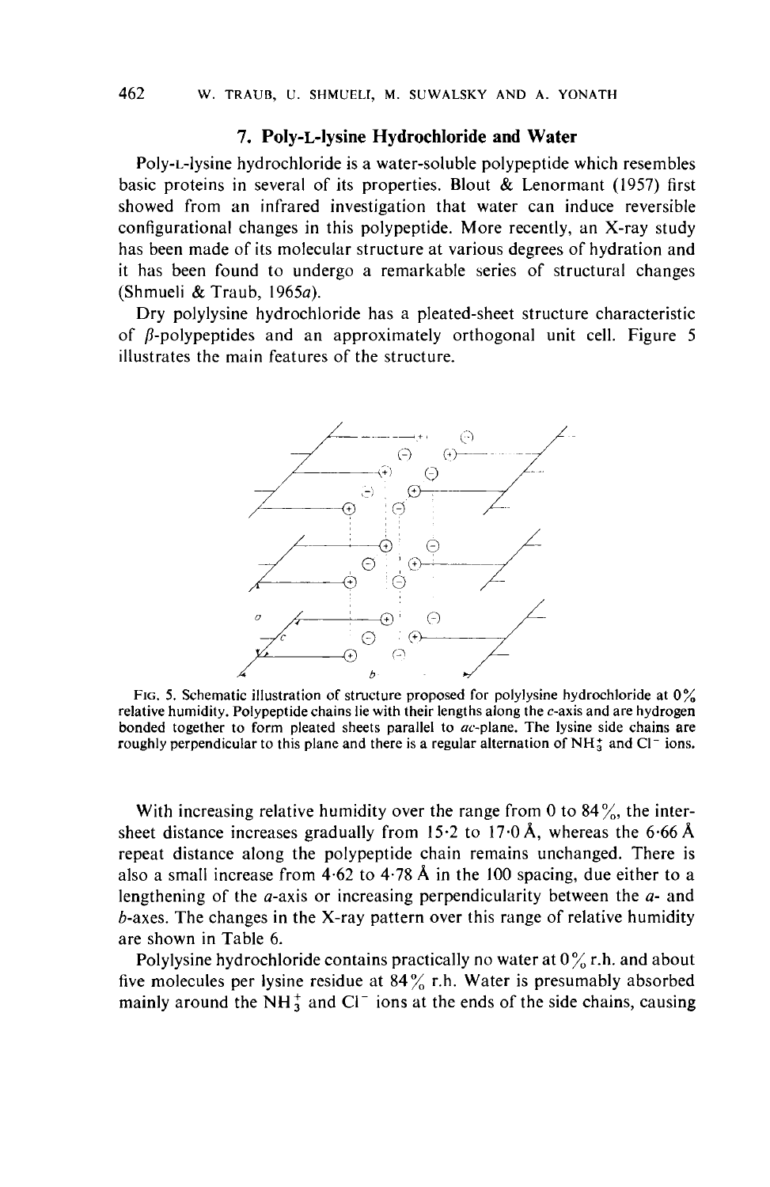## 7. Poly-L-lysine Hydrochloride and Water

Poly-L-lysine hydrochloride is a water-soluble polypeptide which resembles basic proteins in several of its properties. Blout & Lenormant (1957) first showed from an infrared investigation that water can induce reversible configurational changes in this polypeptide. More recently, an X-ray study has been made of its molecular structure at various degrees of hydration and it has been found to undergo a remarkable series of structural changes (Shmueli & Traub, 1965*a*).

Dry polylysine hydrochloride has a pleated-sheet structure characteristic of $\beta$-polypeptides and an approximately orthogonal unit cell. Figure 5 illustrates the main features of the structure.

FIG. 5. Schematic illustration of structure proposed for polylysine hydrochloride at 0% relative humidity. Polypeptide chains lie with their lengths along the *c*-axis and are hydrogen bonded together to form pleated sheets parallel to *ac*-plane. The lysine side chains are roughly perpendicular to this plane and there is a regular alternation of $NH_3^+$ and $Cl^-$ ions.

With increasing relative humidity over the range from 0 to 84%, the inter-sheet distance increases gradually from 15·2 to 17·0 Å, whereas the 6·66 Å repeat distance along the polypeptide chain remains unchanged. There is also a small increase from 4·62 to 4·78 Å in the 100 spacing, due either to a lengthening of the *a*-axis or increasing perpendicularity between the *a*- and *b*-axes. The changes in the X-ray pattern over this range of relative humidity are shown in Table 6.

Polylysine hydrochloride contains practically no water at 0% r.h. and about five molecules per lysine residue at 84% r.h. Water is presumably absorbed mainly around the $NH_3^+$ and $Cl^-$ ions at the ends of the side chains, causing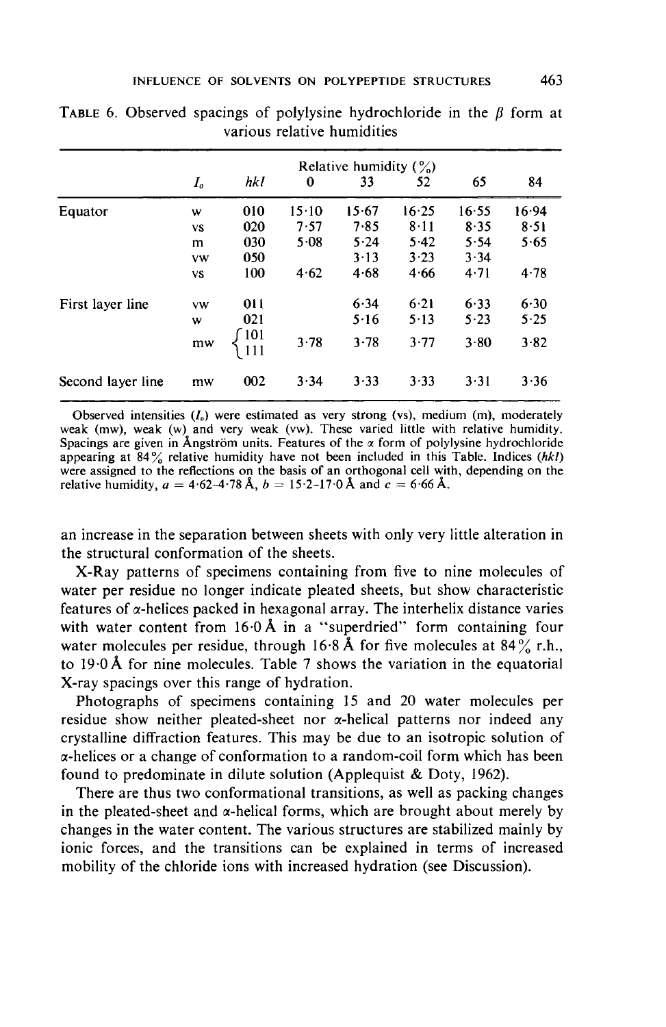TABLE 6. Observed spacings of polylysine hydrochloride in the $\beta$ form at various relative humidities

| | $I_o$ | $hkl$ | Relative humidity (%) 0 | 33 | 52 | 65 | 84 |
|---|---|---|---|---|---|---|---|
| Equator | w | 010 | 15·10 | 15·67 | 16·25 | 16·55 | 16·94 |
| | vs | 020 | 7·57 | 7·85 | 8·11 | 8·35 | 8·51 |
| | m | 030 | 5·08 | 5·24 | 5·42 | 5·54 | 5·65 |
| | vw | 050 | | 3·13 | 3·23 | 3·34 | |
| | vs | 100 | 4·62 | 4·68 | 4·66 | 4·71 | 4·78 |
| First layer line | vw | 011 | | 6·34 | 6·21 | 6·33 | 6·30 |
| | w | 021 | | 5·16 | 5·13 | 5·23 | 5·25 |
| | mw | {101, 111} | 3·78 | 3·78 | 3·77 | 3·80 | 3·82 |
| Second layer line | mw | 002 | 3·34 | 3·33 | 3·33 | 3·31 | 3·36 |

Observed intensities ($I_o$) were estimated as very strong (vs), medium (m), moderately weak (mw), weak (w) and very weak (vw). These varied little with relative humidity. Spacings are given in Ångström units. Features of the $\alpha$ form of polylysine hydrochloride appearing at 84% relative humidity have not been included in this Table. Indices ($hkl$) were assigned to the reflections on the basis of an orthogonal cell with, depending on the relative humidity, $a = 4{\cdot}62$–$4{\cdot}78$ Å, $b = 15{\cdot}2$–$17{\cdot}0$ Å and $c = 6{\cdot}66$ Å.

an increase in the separation between sheets with only very little alteration in the structural conformation of the sheets.

X-Ray patterns of specimens containing from five to nine molecules of water per residue no longer indicate pleated sheets, but show characteristic features of $\alpha$-helices packed in hexagonal array. The interhelix distance varies with water content from 16·0 Å in a "superdried" form containing four water molecules per residue, through 16·8 Å for five molecules at 84% r.h., to 19·0 Å for nine molecules. Table 7 shows the variation in the equatorial X-ray spacings over this range of hydration.

Photographs of specimens containing 15 and 20 water molecules per residue show neither pleated-sheet nor $\alpha$-helical patterns nor indeed any crystalline diffraction features. This may be due to an isotropic solution of $\alpha$-helices or a change of conformation to a random-coil form which has been found to predominate in dilute solution (Applequist & Doty, 1962).

There are thus two conformational transitions, as well as packing changes in the pleated-sheet and $\alpha$-helical forms, which are brought about merely by changes in the water content. The various structures are stabilized mainly by ionic forces, and the transitions can be explained in terms of increased mobility of the chloride ions with increased hydration (see Discussion).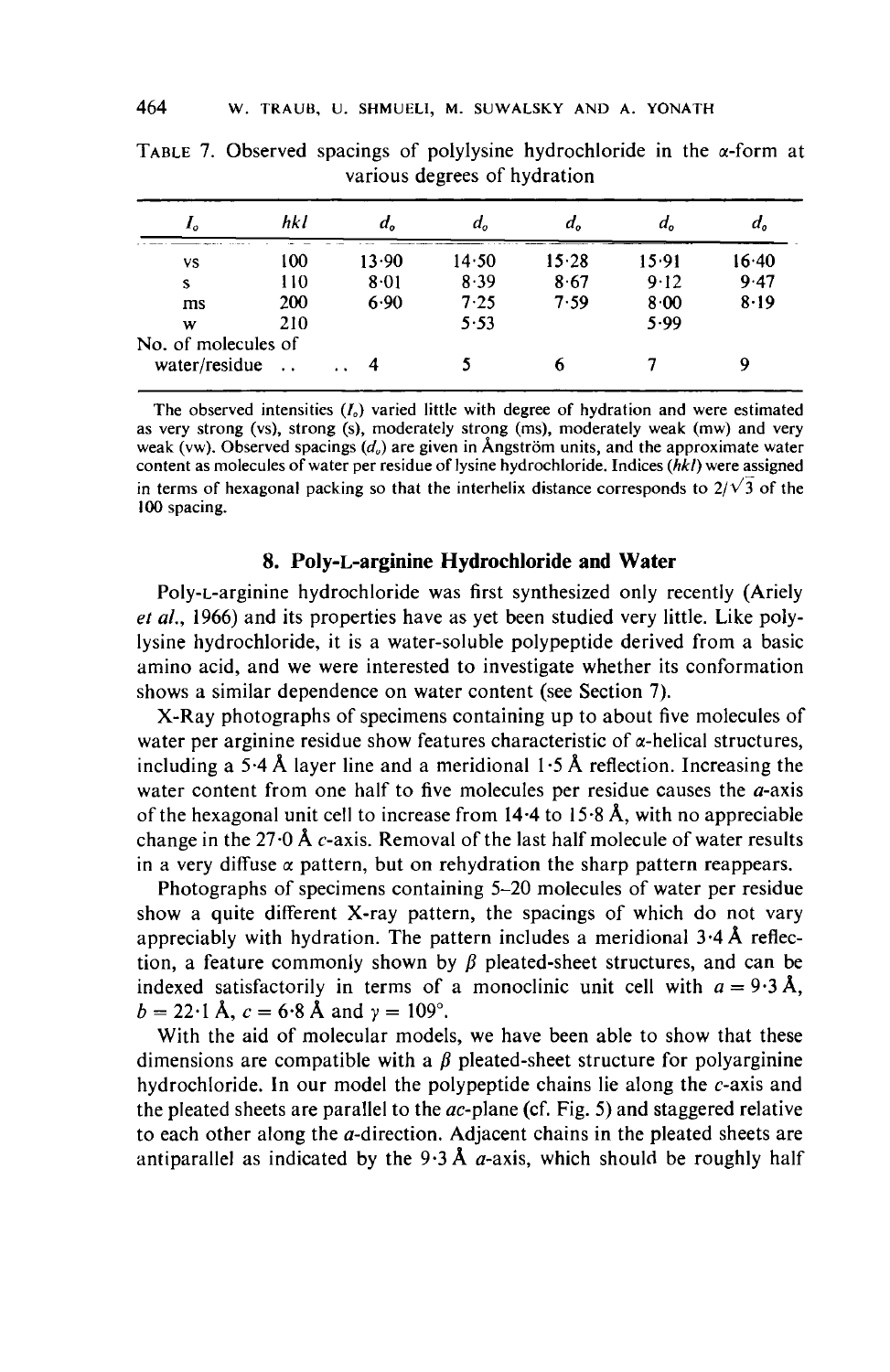TABLE 7. Observed spacings of polylysine hydrochloride in the α-form at various degrees of hydration

| $I_o$ | $hkl$ | $d_o$ | $d_o$ | $d_o$ | $d_o$ | $d_o$ |
|---|---|---|---|---|---|---|
| vs | 100 | 13·90 | 14·50 | 15·28 | 15·91 | 16·40 |
| s | 110 | 8·01 | 8·39 | 8·67 | 9·12 | 9·47 |
| ms | 200 | 6·90 | 7·25 | 7·59 | 8·00 | 8·19 |
| w | 210 | | 5·53 | | 5·99 | |
| No. of molecules of water/residue .. | .. | 4 | 5 | 6 | 7 | 9 |

The observed intensities ($I_o$) varied little with degree of hydration and were estimated as very strong (vs), strong (s), moderately strong (ms), moderately weak (mw) and very weak (vw). Observed spacings ($d_o$) are given in Ångström units, and the approximate water content as molecules of water per residue of lysine hydrochloride. Indices ($hkl$) were assigned in terms of hexagonal packing so that the interhelix distance corresponds to $2/\sqrt{3}$ of the 100 spacing.

## 8. Poly-L-arginine Hydrochloride and Water

Poly-L-arginine hydrochloride was first synthesized only recently (Ariely *et al.*, 1966) and its properties have as yet been studied very little. Like polylysine hydrochloride, it is a water-soluble polypeptide derived from a basic amino acid, and we were interested to investigate whether its conformation shows a similar dependence on water content (see Section 7).

X-Ray photographs of specimens containing up to about five molecules of water per arginine residue show features characteristic of α-helical structures, including a 5·4 Å layer line and a meridional 1·5 Å reflection. Increasing the water content from one half to five molecules per residue causes the *a*-axis of the hexagonal unit cell to increase from 14·4 to 15·8 Å, with no appreciable change in the 27·0 Å *c*-axis. Removal of the last half molecule of water results in a very diffuse α pattern, but on rehydration the sharp pattern reappears.

Photographs of specimens containing 5–20 molecules of water per residue show a quite different X-ray pattern, the spacings of which do not vary appreciably with hydration. The pattern includes a meridional 3·4 Å reflection, a feature commonly shown by β pleated-sheet structures, and can be indexed satisfactorily in terms of a monoclinic unit cell with $a = 9{\cdot}3$ Å, $b = 22{\cdot}1$ Å, $c = 6{\cdot}8$ Å and $\gamma = 109°$.

With the aid of molecular models, we have been able to show that these dimensions are compatible with a β pleated-sheet structure for polyarginine hydrochloride. In our model the polypeptide chains lie along the *c*-axis and the pleated sheets are parallel to the *ac*-plane (cf. Fig. 5) and staggered relative to each other along the *a*-direction. Adjacent chains in the pleated sheets are antiparallel as indicated by the 9·3 Å *a*-axis, which should be roughly half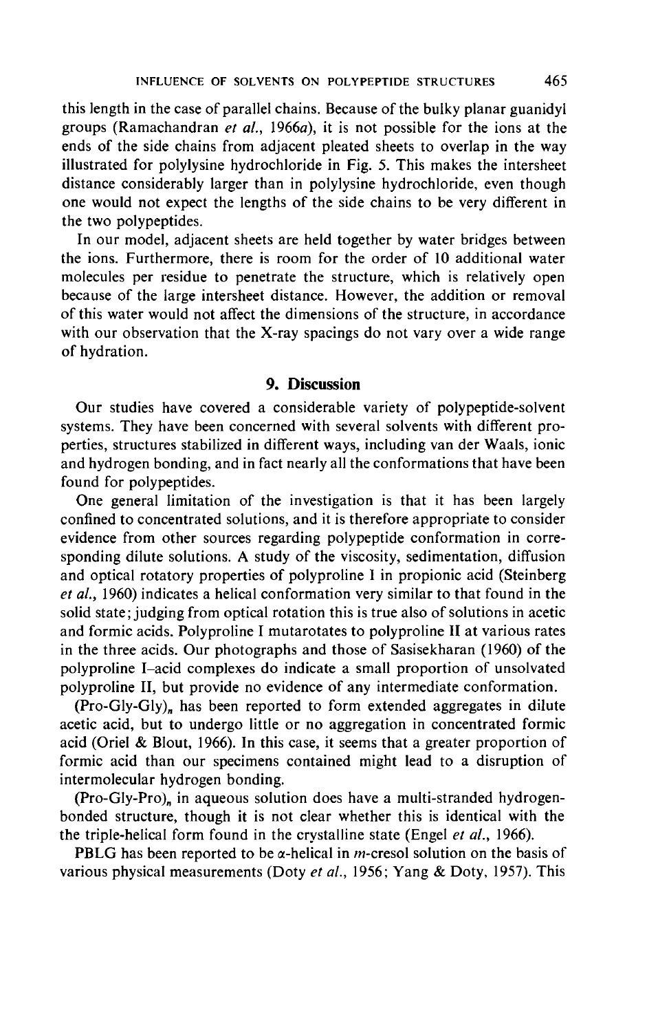this length in the case of parallel chains. Because of the bulky planar guanidyl groups (Ramachandran *et al.*, 1966*a*), it is not possible for the ions at the ends of the side chains from adjacent pleated sheets to overlap in the way illustrated for polylysine hydrochloride in Fig. 5. This makes the intersheet distance considerably larger than in polylysine hydrochloride, even though one would not expect the lengths of the side chains to be very different in the two polypeptides.

In our model, adjacent sheets are held together by water bridges between the ions. Furthermore, there is room for the order of 10 additional water molecules per residue to penetrate the structure, which is relatively open because of the large intersheet distance. However, the addition or removal of this water would not affect the dimensions of the structure, in accordance with our observation that the X-ray spacings do not vary over a wide range of hydration.

## 9. Discussion

Our studies have covered a considerable variety of polypeptide-solvent systems. They have been concerned with several solvents with different properties, structures stabilized in different ways, including van der Waals, ionic and hydrogen bonding, and in fact nearly all the conformations that have been found for polypeptides.

One general limitation of the investigation is that it has been largely confined to concentrated solutions, and it is therefore appropriate to consider evidence from other sources regarding polypeptide conformation in corresponding dilute solutions. A study of the viscosity, sedimentation, diffusion and optical rotatory properties of polyproline I in propionic acid (Steinberg *et al.*, 1960) indicates a helical conformation very similar to that found in the solid state; judging from optical rotation this is true also of solutions in acetic and formic acids. Polyproline I mutarotates to polyproline II at various rates in the three acids. Our photographs and those of Sasisekharan (1960) of the polyproline I–acid complexes do indicate a small proportion of unsolvated polyproline II, but provide no evidence of any intermediate conformation.

$(\text{Pro-Gly-Gly})_n$ has been reported to form extended aggregates in dilute acetic acid, but to undergo little or no aggregation in concentrated formic acid (Oriel & Blout, 1966). In this case, it seems that a greater proportion of formic acid than our specimens contained might lead to a disruption of intermolecular hydrogen bonding.

$(\text{Pro-Gly-Pro})_n$ in aqueous solution does have a multi-stranded hydrogen-bonded structure, though it is not clear whether this is identical with the the triple-helical form found in the crystalline state (Engel *et al.*, 1966).

PBLG has been reported to be $\alpha$-helical in *m*-cresol solution on the basis of various physical measurements (Doty *et al.*, 1956; Yang & Doty, 1957). This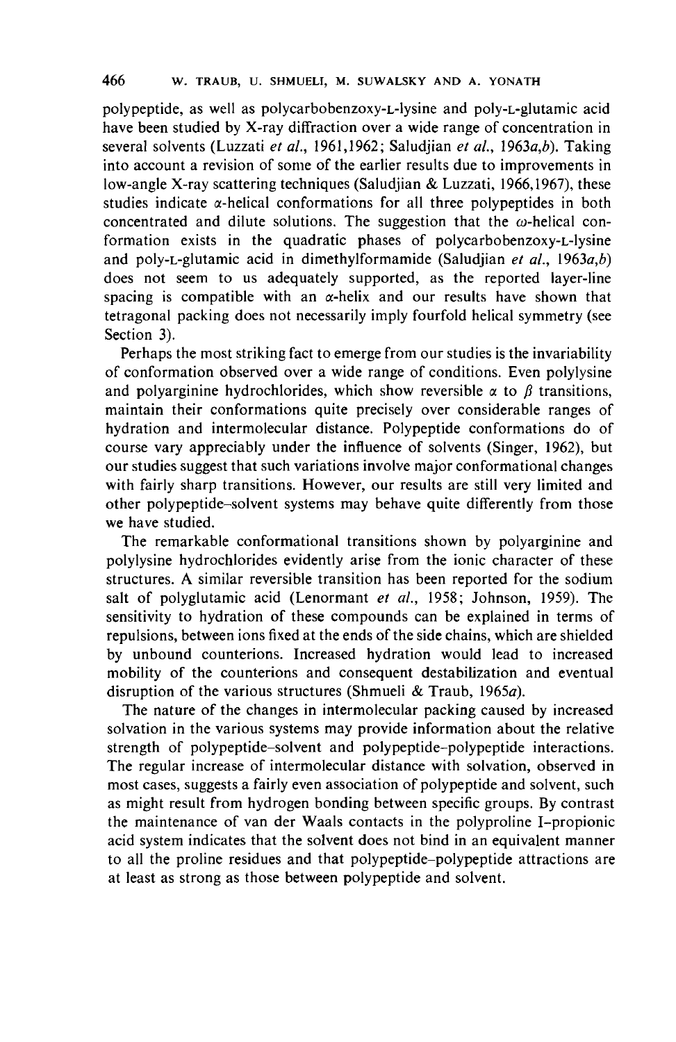polypeptide, as well as polycarbobenzoxy-L-lysine and poly-L-glutamic acid have been studied by X-ray diffraction over a wide range of concentration in several solvents (Luzzati *et al.*, 1961,1962; Saludjian *et al.*, 1963*a*,*b*). Taking into account a revision of some of the earlier results due to improvements in low-angle X-ray scattering techniques (Saludjian & Luzzati, 1966,1967), these studies indicate $\alpha$-helical conformations for all three polypeptides in both concentrated and dilute solutions. The suggestion that the $\omega$-helical conformation exists in the quadratic phases of polycarbobenzoxy-L-lysine and poly-L-glutamic acid in dimethylformamide (Saludjian *et al.*, 1963*a*,*b*) does not seem to us adequately supported, as the reported layer-line spacing is compatible with an $\alpha$-helix and our results have shown that tetragonal packing does not necessarily imply fourfold helical symmetry (see Section 3).

Perhaps the most striking fact to emerge from our studies is the invariability of conformation observed over a wide range of conditions. Even polylysine and polyarginine hydrochlorides, which show reversible $\alpha$ to $\beta$ transitions, maintain their conformations quite precisely over considerable ranges of hydration and intermolecular distance. Polypeptide conformations do of course vary appreciably under the influence of solvents (Singer, 1962), but our studies suggest that such variations involve major conformational changes with fairly sharp transitions. However, our results are still very limited and other polypeptide–solvent systems may behave quite differently from those we have studied.

The remarkable conformational transitions shown by polyarginine and polylysine hydrochlorides evidently arise from the ionic character of these structures. A similar reversible transition has been reported for the sodium salt of polyglutamic acid (Lenormant *et al.*, 1958; Johnson, 1959). The sensitivity to hydration of these compounds can be explained in terms of repulsions, between ions fixed at the ends of the side chains, which are shielded by unbound counterions. Increased hydration would lead to increased mobility of the counterions and consequent destabilization and eventual disruption of the various structures (Shmueli & Traub, 1965*a*).

The nature of the changes in intermolecular packing caused by increased solvation in the various systems may provide information about the relative strength of polypeptide–solvent and polypeptide–polypeptide interactions. The regular increase of intermolecular distance with solvation, observed in most cases, suggests a fairly even association of polypeptide and solvent, such as might result from hydrogen bonding between specific groups. By contrast the maintenance of van der Waals contacts in the polyproline I–propionic acid system indicates that the solvent does not bind in an equivalent manner to all the proline residues and that polypeptide–polypeptide attractions are at least as strong as those between polypeptide and solvent.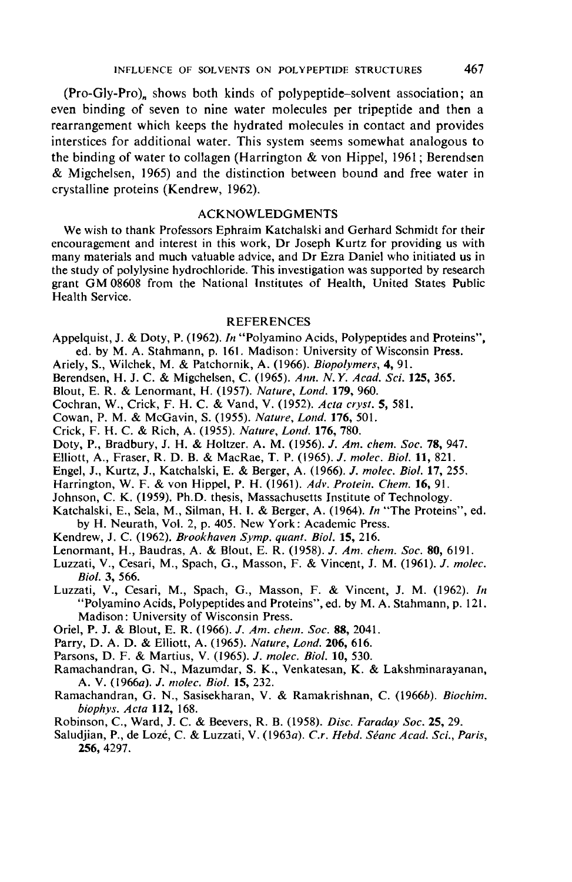(Pro-Gly-Pro)$_n$ shows both kinds of polypeptide–solvent association; an even binding of seven to nine water molecules per tripeptide and then a rearrangement which keeps the hydrated molecules in contact and provides interstices for additional water. This system seems somewhat analogous to the binding of water to collagen (Harrington & von Hippel, 1961; Berendsen & Migchelsen, 1965) and the distinction between bound and free water in crystalline proteins (Kendrew, 1962).

## ACKNOWLEDGMENTS

We wish to thank Professors Ephraim Katchalski and Gerhard Schmidt for their encouragement and interest in this work, Dr Joseph Kurtz for providing us with many materials and much valuable advice, and Dr Ezra Daniel who initiated us in the study of polylysine hydrochloride. This investigation was supported by research grant GM 08608 from the National Institutes of Health, United States Public Health Service.

## REFERENCES

Appelquist, J. & Doty, P. (1962). *In* "Polyamino Acids, Polypeptides and Proteins", ed. by M. A. Stahmann, p. 161. Madison: University of Wisconsin Press.

Ariely, S., Wilchek, M. & Patchornik, A. (1966). *Biopolymers*, **4**, 91.

Berendsen, H. J. C. & Migchelsen, C. (1965). *Ann. N.Y. Acad. Sci.* **125**, 365.

Blout, E. R. & Lenormant, H. (1957). *Nature, Lond.* **179**, 960.

Cochran, W., Crick, F. H. C. & Vand, V. (1952). *Acta cryst.* **5**, 581.

Cowan, P. M. & McGavin, S. (1955). *Nature, Lond.* **176**, 501.

Crick, F. H. C. & Rich, A. (1955). *Nature, Lond.* **176**, 780.

Doty, P., Bradbury, J. H. & Holtzer. A. M. (1956). *J. Am. chem. Soc.* **78**, 947.

Elliott, A., Fraser, R. D. B. & MacRae, T. P. (1965). *J. molec. Biol.* **11**, 821.

Engel, J., Kurtz, J., Katchalski, E. & Berger, A. (1966). *J. molec. Biol.* **17**, 255.

Harrington, W. F. & von Hippel, P. H. (1961). *Adv. Protein. Chem.* **16**, 91.

Johnson, C. K. (1959). Ph.D. thesis, Massachusetts Institute of Technology.

Katchalski, E., Sela, M., Silman, H. I. & Berger, A. (1964). *In* "The Proteins", ed. by H. Neurath, Vol. 2, p. 405. New York: Academic Press.

Kendrew, J. C. (1962). *Brookhaven Symp. quant. Biol.* **15**, 216.

Lenormant, H., Baudras, A. & Blout, E. R. (1958). *J. Am. chem. Soc.* **80**, 6191.

Luzzati, V., Cesari, M., Spach, G., Masson, F. & Vincent, J. M. (1961). *J. molec. Biol.* **3**, 566.

Luzzati, V., Cesari, M., Spach, G., Masson, F. & Vincent, J. M. (1962). *In* "Polyamino Acids, Polypeptides and Proteins", ed. by M. A. Stahmann, p. 121. Madison: University of Wisconsin Press.

Oriel, P. J. & Blout, E. R. (1966). *J. Am. chem. Soc.* **88**, 2041.

Parry, D. A. D. & Elliott, A. (1965). *Nature, Lond.* **206**, 616.

Parsons, D. F. & Martius, V. (1965). *J. molec. Biol.* **10**, 530.

Ramachandran, G. N., Mazumdar, S. K., Venkatesan, K. & Lakshminarayanan, A. V. (1966*a*). *J. molec. Biol.* **15**, 232.

Ramachandran, G. N., Sasisekharan, V. & Ramakrishnan, C. (1966*b*). *Biochim. biophys. Acta* **112**, 168.

Robinson, C., Ward, J. C. & Beevers, R. B. (1958). *Disc. Faraday Soc.* **25**, 29.

Saludjian, P., de Lozé, C. & Luzzati, V. (1963*a*). *C.r. Hebd. Séanc Acad. Sci., Paris*, **256**, 4297.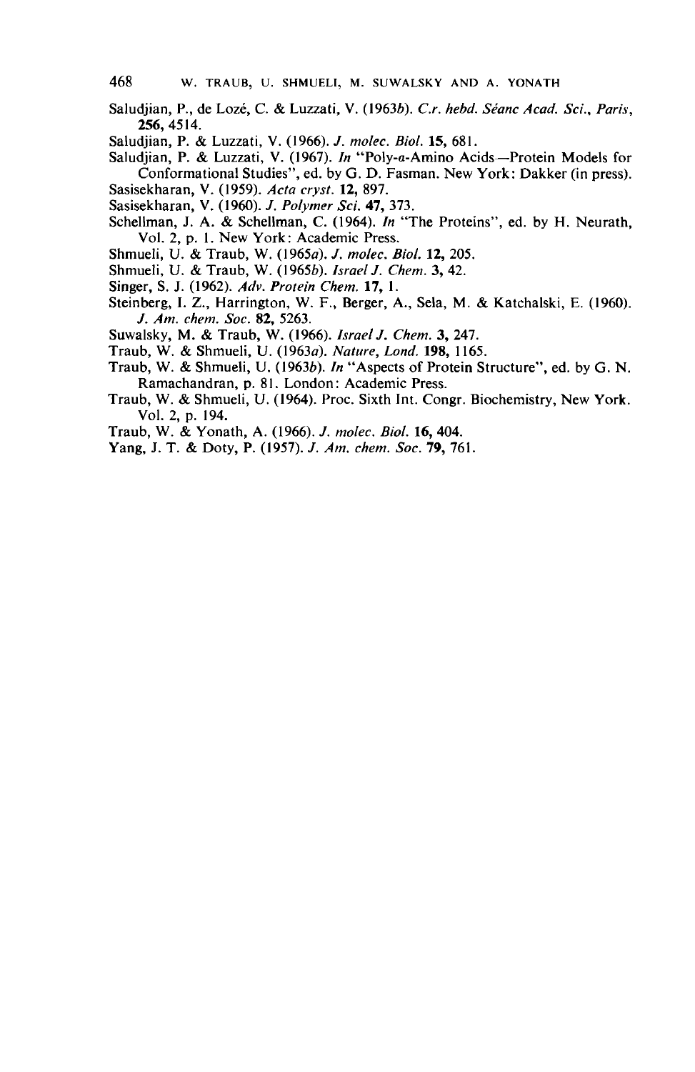Saludjian, P., de Lozé, C. & Luzzati, V. (1963*b*). *C.r. hebd. Séanc Acad. Sci., Paris*, **256**, 4514.

Saludjian, P. & Luzzati, V. (1966). *J. molec. Biol.* **15**, 681.

Saludjian, P. & Luzzati, V. (1967). *In* "Poly-α-Amino Acids—Protein Models for Conformational Studies", ed. by G. D. Fasman. New York: Dakker (in press).

Sasisekharan, V. (1959). *Acta cryst.* **12**, 897.

Sasisekharan, V. (1960). *J. Polymer Sci.* **47**, 373.

Schellman, J. A. & Schellman, C. (1964). *In* "The Proteins", ed. by H. Neurath, Vol. 2, p. 1. New York: Academic Press.

Shmueli, U. & Traub, W. (1965*a*). *J. molec. Biol.* **12**, 205.

Shmueli, U. & Traub, W. (1965*b*). *Israel J. Chem.* **3**, 42.

Singer, S. J. (1962). *Adv. Protein Chem.* **17**, 1.

Steinberg, I. Z., Harrington, W. F., Berger, A., Sela, M. & Katchalski, E. (1960). *J. Am. chem. Soc.* **82**, 5263.

Suwalsky, M. & Traub, W. (1966). *Israel J. Chem.* **3**, 247.

Traub, W. & Shmueli, U. (1963*a*). *Nature, Lond.* **198**, 1165.

Traub, W. & Shmueli, U. (1963*b*). *In* "Aspects of Protein Structure", ed. by G. N. Ramachandran, p. 81. London: Academic Press.

Traub, W. & Shmueli, U. (1964). Proc. Sixth Int. Congr. Biochemistry, New York. Vol. 2, p. 194.

Traub, W. & Yonath, A. (1966). *J. molec. Biol.* **16**, 404.

Yang, J. T. & Doty, P. (1957). *J. Am. chem. Soc.* **79**, 761.